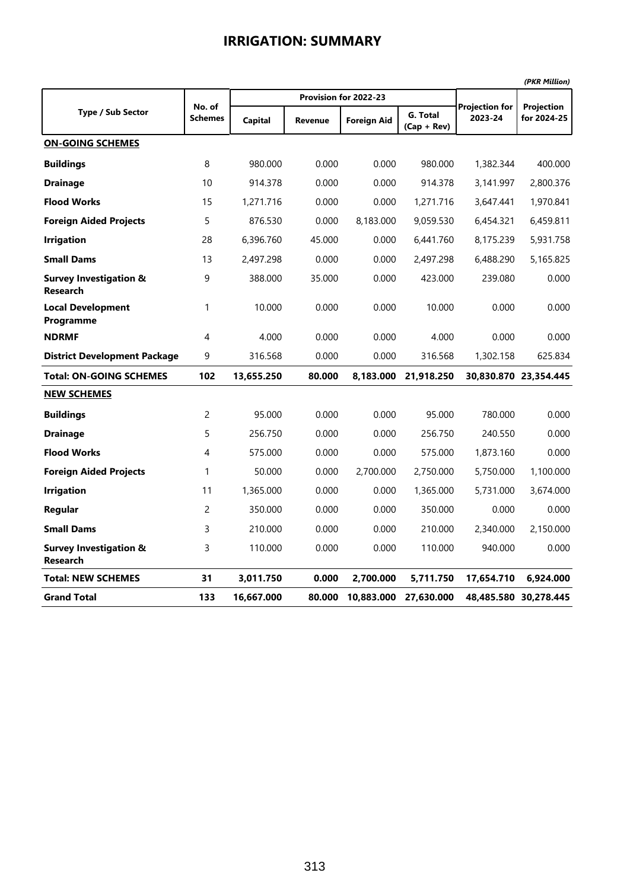# IRRIGATION: SUMMARY

*(PKR Million)*

| Type / Sub Sector | No. of Schemes | Provision for 2022-23 | | | | Projection for 2023-24 | Projection for 2024-25 |
|---|---|---|---|---|---|---|---|
| | | Capital | Revenue | Foreign Aid | G. Total (Cap + Rev) | | |
| **ON-GOING SCHEMES** | | | | | | | |
| **Buildings** | 8 | 980.000 | 0.000 | 0.000 | 980.000 | 1,382.344 | 400.000 |
| **Drainage** | 10 | 914.378 | 0.000 | 0.000 | 914.378 | 3,141.997 | 2,800.376 |
| **Flood Works** | 15 | 1,271.716 | 0.000 | 0.000 | 1,271.716 | 3,647.441 | 1,970.841 |
| **Foreign Aided Projects** | 5 | 876.530 | 0.000 | 8,183.000 | 9,059.530 | 6,454.321 | 6,459.811 |
| **Irrigation** | 28 | 6,396.760 | 45.000 | 0.000 | 6,441.760 | 8,175.239 | 5,931.758 |
| **Small Dams** | 13 | 2,497.298 | 0.000 | 0.000 | 2,497.298 | 6,488.290 | 5,165.825 |
| **Survey Investigation & Research** | 9 | 388.000 | 35.000 | 0.000 | 423.000 | 239.080 | 0.000 |
| **Local Development Programme** | 1 | 10.000 | 0.000 | 0.000 | 10.000 | 0.000 | 0.000 |
| **NDRMF** | 4 | 4.000 | 0.000 | 0.000 | 4.000 | 0.000 | 0.000 |
| **District Development Package** | 9 | 316.568 | 0.000 | 0.000 | 316.568 | 1,302.158 | 625.834 |
| **Total: ON-GOING SCHEMES** | **102** | **13,655.250** | **80.000** | **8,183.000** | **21,918.250** | **30,830.870** | **23,354.445** |
| **NEW SCHEMES** | | | | | | | |
| **Buildings** | 2 | 95.000 | 0.000 | 0.000 | 95.000 | 780.000 | 0.000 |
| **Drainage** | 5 | 256.750 | 0.000 | 0.000 | 256.750 | 240.550 | 0.000 |
| **Flood Works** | 4 | 575.000 | 0.000 | 0.000 | 575.000 | 1,873.160 | 0.000 |
| **Foreign Aided Projects** | 1 | 50.000 | 0.000 | 2,700.000 | 2,750.000 | 5,750.000 | 1,100.000 |
| **Irrigation** | 11 | 1,365.000 | 0.000 | 0.000 | 1,365.000 | 5,731.000 | 3,674.000 |
| **Regular** | 2 | 350.000 | 0.000 | 0.000 | 350.000 | 0.000 | 0.000 |
| **Small Dams** | 3 | 210.000 | 0.000 | 0.000 | 210.000 | 2,340.000 | 2,150.000 |
| **Survey Investigation & Research** | 3 | 110.000 | 0.000 | 0.000 | 110.000 | 940.000 | 0.000 |
| **Total: NEW SCHEMES** | **31** | **3,011.750** | **0.000** | **2,700.000** | **5,711.750** | **17,654.710** | **6,924.000** |
| **Grand Total** | **133** | **16,667.000** | **80.000** | **10,883.000** | **27,630.000** | **48,485.580** | **30,278.445** |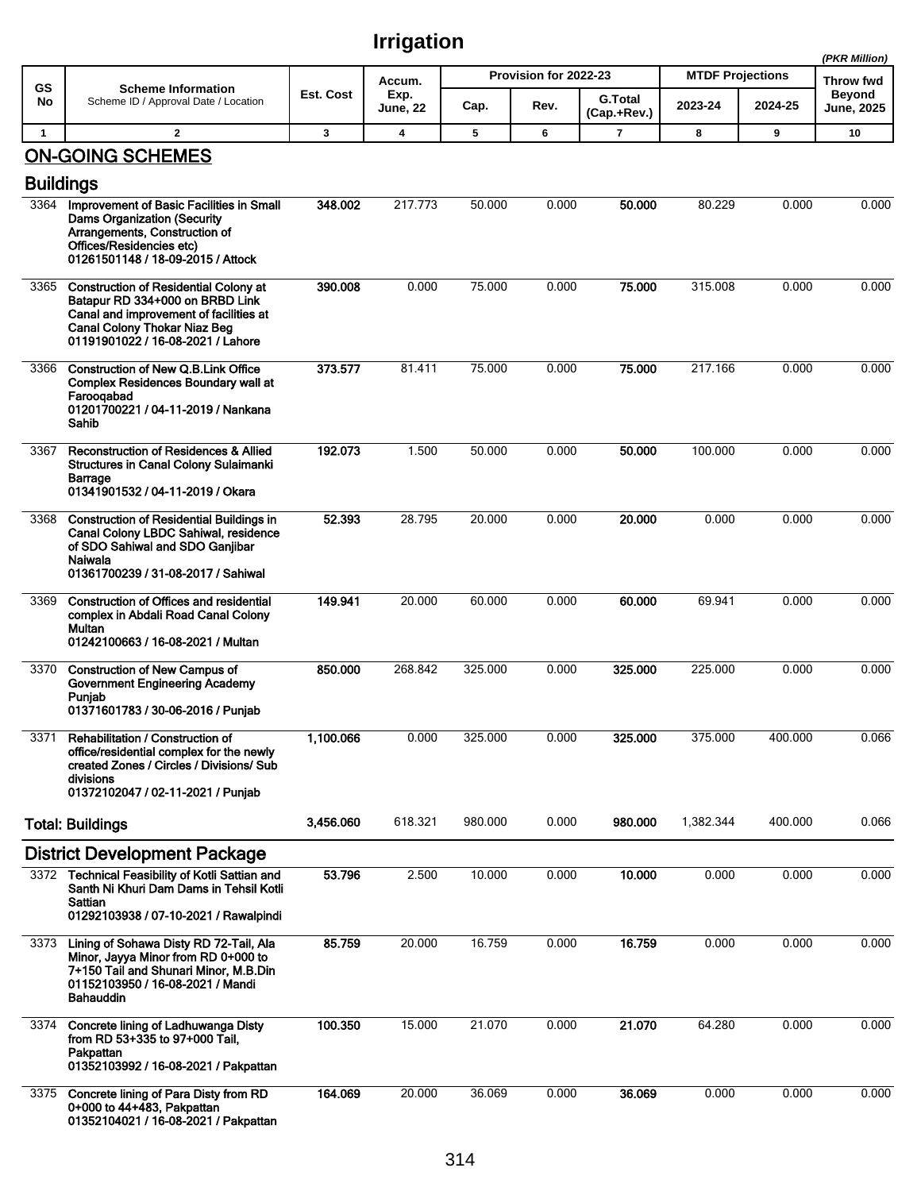# Irrigation

*(PKR Million)*

| GS No | Scheme Information<br>Scheme ID / Approval Date / Location | Est. Cost | Accum. Exp. June, 22 | Provision for 2022-23 | | | MTDF Projections | | Throw fwd Beyond June, 2025 |
|---|---|---|---|---|---|---|---|---|---|
| | | | | Cap. | Rev. | G.Total (Cap.+Rev.) | 2023-24 | 2024-25 | |
| 1 | 2 | 3 | 4 | 5 | 6 | 7 | 8 | 9 | 10 |

## ON-GOING SCHEMES

### Buildings

| GS No | Scheme Information | Est. Cost | Accum. Exp. June, 22 | Cap. | Rev. | G.Total (Cap.+Rev.) | 2023-24 | 2024-25 | Throw fwd Beyond June, 2025 |
|---|---|---|---|---|---|---|---|---|---|
| 3364 | **Improvement of Basic Facilities in Small Dams Organization (Security Arrangements, Construction of Offices/Residencies etc)**<br>**01261501148 / 18-09-2015 / Attock** | **348.002** | 217.773 | 50.000 | 0.000 | **50.000** | 80.229 | 0.000 | 0.000 |
| 3365 | **Construction of Residential Colony at Batapur RD 334+000 on BRBD Link Canal and improvement of facilities at Canal Colony Thokar Niaz Beg**<br>**01191901022 / 16-08-2021 / Lahore** | **390.008** | 0.000 | 75.000 | 0.000 | **75.000** | 315.008 | 0.000 | 0.000 |
| 3366 | **Construction of New Q.B.Link Office Complex Residences Boundary wall at Farooqabad**<br>**01201700221 / 04-11-2019 / Nankana Sahib** | **373.577** | 81.411 | 75.000 | 0.000 | **75.000** | 217.166 | 0.000 | 0.000 |
| 3367 | **Reconstruction of Residences & Allied Structures in Canal Colony Sulaimanki Barrage**<br>**01341901532 / 04-11-2019 / Okara** | **192.073** | 1.500 | 50.000 | 0.000 | **50.000** | 100.000 | 0.000 | 0.000 |
| 3368 | **Construction of Residential Buildings in Canal Colony LBDC Sahiwal, residence of SDO Sahiwal and SDO Ganjibar Naiwala**<br>**01361700239 / 31-08-2017 / Sahiwal** | **52.393** | 28.795 | 20.000 | 0.000 | **20.000** | 0.000 | 0.000 | 0.000 |
| 3369 | **Construction of Offices and residential complex in Abdali Road Canal Colony Multan**<br>**01242100663 / 16-08-2021 / Multan** | **149.941** | 20.000 | 60.000 | 0.000 | **60.000** | 69.941 | 0.000 | 0.000 |
| 3370 | **Construction of New Campus of Government Engineering Academy Punjab**<br>**01371601783 / 30-06-2016 / Punjab** | **850.000** | 268.842 | 325.000 | 0.000 | **325.000** | 225.000 | 0.000 | 0.000 |
| 3371 | **Rehabilitation / Construction of office/residential complex for the newly created Zones / Circles / Divisions/ Sub divisions**<br>**01372102047 / 02-11-2021 / Punjab** | **1,100.066** | 0.000 | 325.000 | 0.000 | **325.000** | 375.000 | 400.000 | 0.066 |
| | **Total: Buildings** | **3,456.060** | 618.321 | 980.000 | 0.000 | **980.000** | 1,382.344 | 400.000 | 0.066 |

### District Development Package

| GS No | Scheme Information | Est. Cost | Accum. Exp. June, 22 | Cap. | Rev. | G.Total (Cap.+Rev.) | 2023-24 | 2024-25 | Throw fwd Beyond June, 2025 |
|---|---|---|---|---|---|---|---|---|---|
| 3372 | **Technical Feasibility of Kotli Sattian and Santh Ni Khuri Dam Dams in Tehsil Kotli Sattian**<br>**01292103938 / 07-10-2021 / Rawalpindi** | **53.796** | 2.500 | 10.000 | 0.000 | **10.000** | 0.000 | 0.000 | 0.000 |
| 3373 | **Lining of Sohawa Disty RD 72-Tail, Ala Minor, Jayya Minor from RD 0+000 to 7+150 Tail and Shunari Minor, M.B.Din**<br>**01152103950 / 16-08-2021 / Mandi Bahauddin** | **85.759** | 20.000 | 16.759 | 0.000 | **16.759** | 0.000 | 0.000 | 0.000 |
| 3374 | **Concrete lining of Ladhuwanga Disty from RD 53+335 to 97+000 Tail, Pakpattan**<br>**01352103992 / 16-08-2021 / Pakpattan** | **100.350** | 15.000 | 21.070 | 0.000 | **21.070** | 64.280 | 0.000 | 0.000 |
| 3375 | **Concrete lining of Para Disty from RD 0+000 to 44+483, Pakpattan**<br>**01352104021 / 16-08-2021 / Pakpattan** | **164.069** | 20.000 | 36.069 | 0.000 | **36.069** | 0.000 | 0.000 | 0.000 |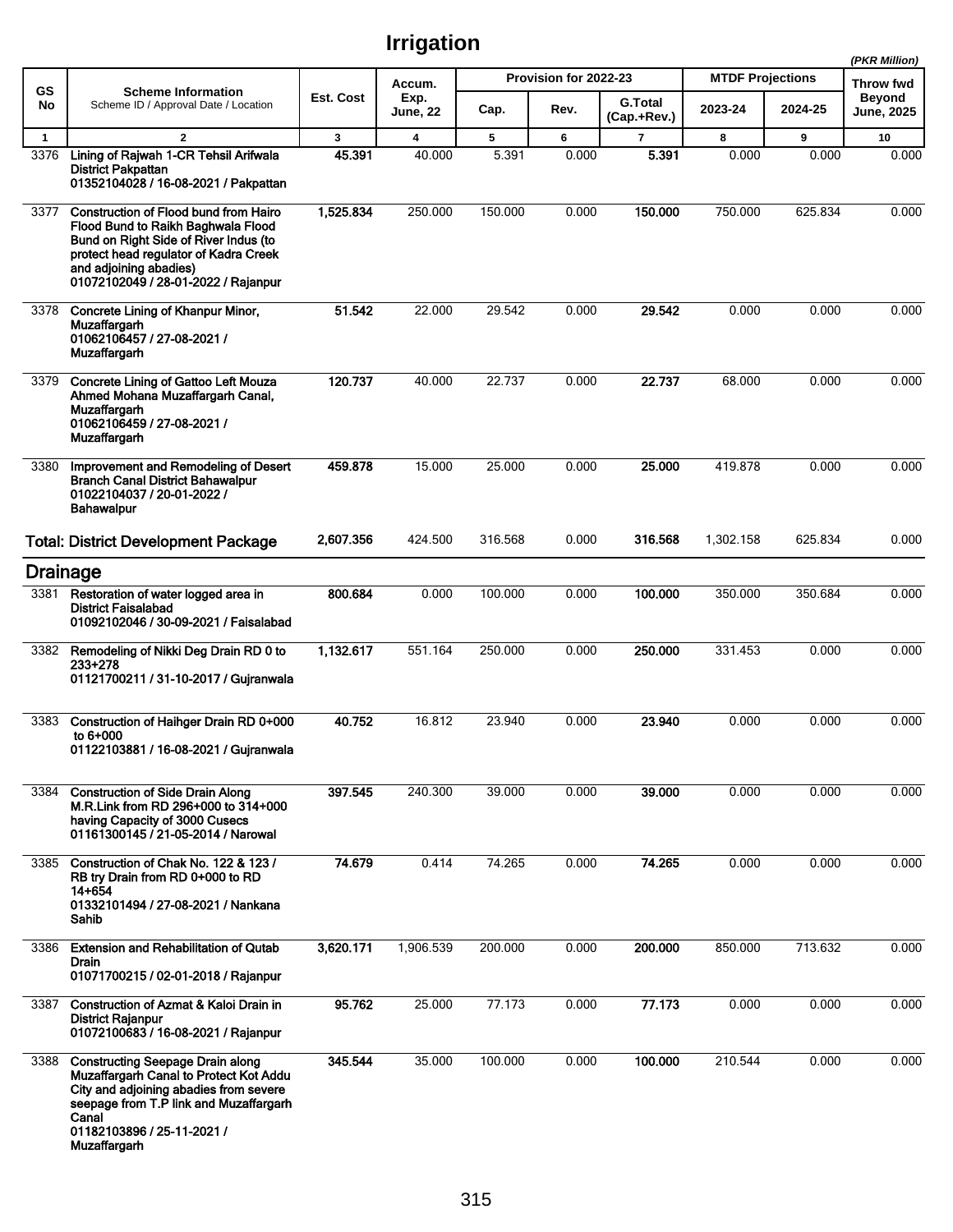# Irrigation

*(PKR Million)*

| GS No | Scheme Information<br>Scheme ID / Approval Date / Location | Est. Cost | Accum. Exp. June, 22 | Provision for 2022-23 | | | MTDF Projections | | Throw fwd Beyond June, 2025 |
|---|---|---|---|---|---|---|---|---|---|
| | | | | Cap. | Rev. | G.Total (Cap.+Rev.) | 2023-24 | 2024-25 | |
| 1 | 2 | 3 | 4 | 5 | 6 | 7 | 8 | 9 | 10 |
| 3376 | **Lining of Rajwah 1-CR Tehsil Arifwala District Pakpattan**<br>**01352104028 / 16-08-2021 / Pakpattan** | **45.391** | 40.000 | 5.391 | 0.000 | **5.391** | 0.000 | 0.000 | 0.000 |
| 3377 | **Construction of Flood bund from Hairo Flood Bund to Raikh Baghwala Flood Bund on Right Side of River Indus (to protect head regulator of Kadra Creek and adjoining abadies)**<br>**01072102049 / 28-01-2022 / Rajanpur** | **1,525.834** | 250.000 | 150.000 | 0.000 | **150.000** | 750.000 | 625.834 | 0.000 |
| 3378 | **Concrete Lining of Khanpur Minor, Muzaffargarh**<br>**01062106457 / 27-08-2021 / Muzaffargarh** | **51.542** | 22.000 | 29.542 | 0.000 | **29.542** | 0.000 | 0.000 | 0.000 |
| 3379 | **Concrete Lining of Gattoo Left Mouza Ahmed Mohana Muzaffargarh Canal, Muzaffargarh**<br>**01062106459 / 27-08-2021 / Muzaffargarh** | **120.737** | 40.000 | 22.737 | 0.000 | **22.737** | 68.000 | 0.000 | 0.000 |
| 3380 | **Improvement and Remodeling of Desert Branch Canal District Bahawalpur**<br>**01022104037 / 20-01-2022 / Bahawalpur** | **459.878** | 15.000 | 25.000 | 0.000 | **25.000** | 419.878 | 0.000 | 0.000 |
| | **Total: District Development Package** | **2,607.356** | 424.500 | 316.568 | 0.000 | **316.568** | 1,302.158 | 625.834 | 0.000 |
| | **Drainage** | | | | | | | | |
| 3381 | **Restoration of water logged area in District Faisalabad**<br>**01092102046 / 30-09-2021 / Faisalabad** | **800.684** | 0.000 | 100.000 | 0.000 | **100.000** | 350.000 | 350.684 | 0.000 |
| 3382 | **Remodeling of Nikki Deg Drain RD 0 to 233+278**<br>**01121700211 / 31-10-2017 / Gujranwala** | **1,132.617** | 551.164 | 250.000 | 0.000 | **250.000** | 331.453 | 0.000 | 0.000 |
| 3383 | **Construction of Haihger Drain RD 0+000 to 6+000**<br>**01122103881 / 16-08-2021 / Gujranwala** | **40.752** | 16.812 | 23.940 | 0.000 | **23.940** | 0.000 | 0.000 | 0.000 |
| 3384 | **Construction of Side Drain Along M.R.Link from RD 296+000 to 314+000 having Capacity of 3000 Cusecs**<br>**01161300145 / 21-05-2014 / Narowal** | **397.545** | 240.300 | 39.000 | 0.000 | **39.000** | 0.000 | 0.000 | 0.000 |
| 3385 | **Construction of Chak No. 122 & 123 / RB try Drain from RD 0+000 to RD 14+654**<br>**01332101494 / 27-08-2021 / Nankana Sahib** | **74.679** | 0.414 | 74.265 | 0.000 | **74.265** | 0.000 | 0.000 | 0.000 |
| 3386 | **Extension and Rehabilitation of Qutab Drain**<br>**01071700215 / 02-01-2018 / Rajanpur** | **3,620.171** | 1,906.539 | 200.000 | 0.000 | **200.000** | 850.000 | 713.632 | 0.000 |
| 3387 | **Construction of Azmat & Kaloi Drain in District Rajanpur**<br>**01072100683 / 16-08-2021 / Rajanpur** | **95.762** | 25.000 | 77.173 | 0.000 | **77.173** | 0.000 | 0.000 | 0.000 |
| 3388 | **Constructing Seepage Drain along Muzaffargarh Canal to Protect Kot Addu City and adjoining abadies from severe seepage from T.P link and Muzaffargarh Canal**<br>**01182103896 / 25-11-2021 / Muzaffargarh** | **345.544** | 35.000 | 100.000 | 0.000 | **100.000** | 210.544 | 0.000 | 0.000 |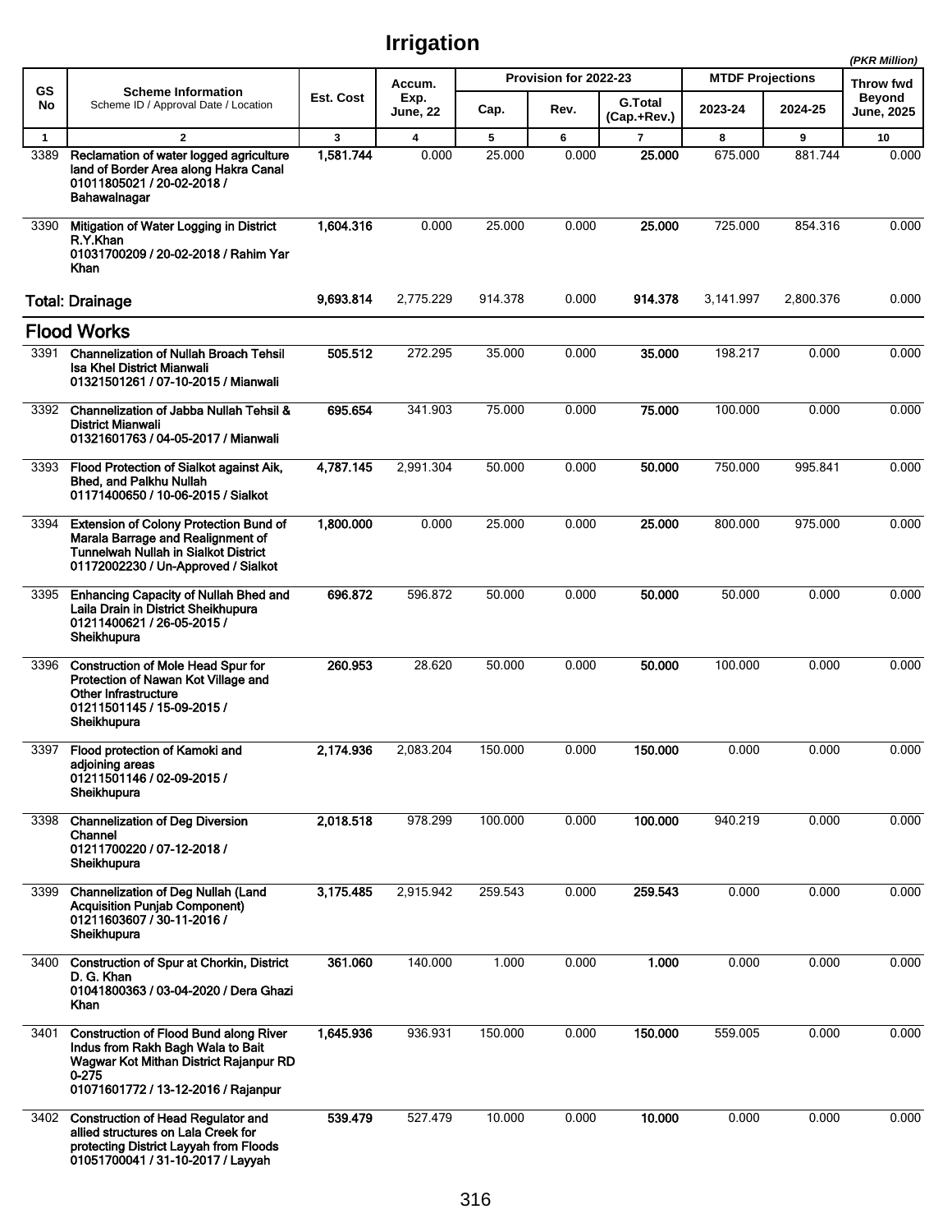# Irrigation

*(PKR Million)*

| GS No | Scheme Information<br>Scheme ID / Approval Date / Location | Est. Cost | Accum. Exp. June, 22 | Provision for 2022-23 | | | MTDF Projections | | Throw fwd Beyond June, 2025 |
|---|---|---|---|---|---|---|---|---|---|
| | | | | Cap. | Rev. | G.Total (Cap.+Rev.) | 2023-24 | 2024-25 | |
| 1 | 2 | 3 | 4 | 5 | 6 | 7 | 8 | 9 | 10 |
| 3389 | **Reclamation of water logged agriculture land of Border Area along Hakra Canal**<br>**01011805021 / 20-02-2018 / Bahawalnagar** | **1,581.744** | 0.000 | 25.000 | 0.000 | **25.000** | 675.000 | 881.744 | 0.000 |
| 3390 | **Mitigation of Water Logging in District R.Y.Khan**<br>**01031700209 / 20-02-2018 / Rahim Yar Khan** | **1,604.316** | 0.000 | 25.000 | 0.000 | **25.000** | 725.000 | 854.316 | 0.000 |
| **Total: Drainage** | | **9,693.814** | 2,775.229 | 914.378 | 0.000 | **914.378** | 3,141.997 | 2,800.376 | 0.000 |
| **Flood Works** | | | | | | | | | |
| 3391 | **Channelization of Nullah Broach Tehsil Isa Khel District Mianwali**<br>**01321501261 / 07-10-2015 / Mianwali** | **505.512** | 272.295 | 35.000 | 0.000 | **35.000** | 198.217 | 0.000 | 0.000 |
| 3392 | **Channelization of Jabba Nullah Tehsil & District Mianwali**<br>**01321601763 / 04-05-2017 / Mianwali** | **695.654** | 341.903 | 75.000 | 0.000 | **75.000** | 100.000 | 0.000 | 0.000 |
| 3393 | **Flood Protection of Sialkot against Aik, Bhed, and Palkhu Nullah**<br>**01171400650 / 10-06-2015 / Sialkot** | **4,787.145** | 2,991.304 | 50.000 | 0.000 | **50.000** | 750.000 | 995.841 | 0.000 |
| 3394 | **Extension of Colony Protection Bund of Marala Barrage and Realignment of Tunnelwah Nullah in Sialkot District**<br>**01172002230 / Un-Approved / Sialkot** | **1,800.000** | 0.000 | 25.000 | 0.000 | **25.000** | 800.000 | 975.000 | 0.000 |
| 3395 | **Enhancing Capacity of Nullah Bhed and Laila Drain in District Sheikhupura**<br>**01211400621 / 26-05-2015 / Sheikhupura** | **696.872** | 596.872 | 50.000 | 0.000 | **50.000** | 50.000 | 0.000 | 0.000 |
| 3396 | **Construction of Mole Head Spur for Protection of Nawan Kot Village and Other Infrastructure**<br>**01211501145 / 15-09-2015 / Sheikhupura** | **260.953** | 28.620 | 50.000 | 0.000 | **50.000** | 100.000 | 0.000 | 0.000 |
| 3397 | **Flood protection of Kamoki and adjoining areas**<br>**01211501146 / 02-09-2015 / Sheikhupura** | **2,174.936** | 2,083.204 | 150.000 | 0.000 | **150.000** | 0.000 | 0.000 | 0.000 |
| 3398 | **Channelization of Deg Diversion Channel**<br>**01211700220 / 07-12-2018 / Sheikhupura** | **2,018.518** | 978.299 | 100.000 | 0.000 | **100.000** | 940.219 | 0.000 | 0.000 |
| 3399 | **Channelization of Deg Nullah (Land Acquisition Punjab Component)**<br>**01211603607 / 30-11-2016 / Sheikhupura** | **3,175.485** | 2,915.942 | 259.543 | 0.000 | **259.543** | 0.000 | 0.000 | 0.000 |
| 3400 | **Construction of Spur at Chorkin, District D. G. Khan**<br>**01041800363 / 03-04-2020 / Dera Ghazi Khan** | **361.060** | 140.000 | 1.000 | 0.000 | **1.000** | 0.000 | 0.000 | 0.000 |
| 3401 | **Construction of Flood Bund along River Indus from Rakh Bagh Wala to Bait Wagwar Kot Mithan District Rajanpur RD 0-275**<br>**01071601772 / 13-12-2016 / Rajanpur** | **1,645.936** | 936.931 | 150.000 | 0.000 | **150.000** | 559.005 | 0.000 | 0.000 |
| 3402 | **Construction of Head Regulator and allied structures on Lala Creek for protecting District Layyah from Floods**<br>**01051700041 / 31-10-2017 / Layyah** | **539.479** | 527.479 | 10.000 | 0.000 | **10.000** | 0.000 | 0.000 | 0.000 |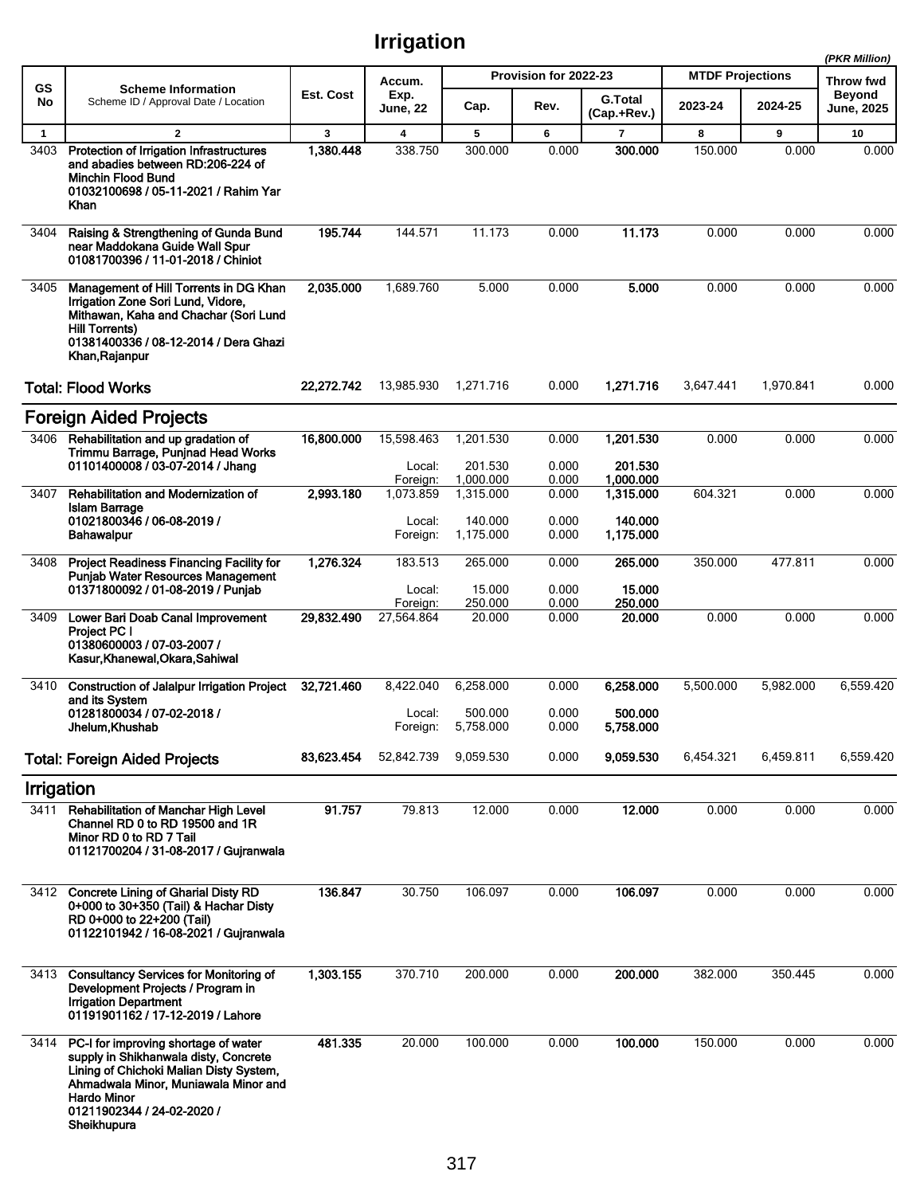# Irrigation

*(PKR Million)*

| GS No | Scheme Information<br>Scheme ID / Approval Date / Location | Est. Cost | Accum. Exp. June, 22 | Provision for 2022-23 | | | MTDF Projections | | Throw fwd |
|---|---|---|---|---|---|---|---|---|---|
| | | | | Cap. | Rev. | G.Total (Cap.+Rev.) | 2023-24 | 2024-25 | Beyond June, 2025 |
| 1 | 2 | 3 | 4 | 5 | 6 | 7 | 8 | 9 | 10 |
| 3403 | **Protection of Irrigation Infrastructures and abadies between RD:206-224 of Minchin Flood Bund**<br>**01032100698 / 05-11-2021 / Rahim Yar Khan** | **1,380.448** | 338.750 | 300.000 | 0.000 | **300.000** | 150.000 | 0.000 | 0.000 |
| 3404 | **Raising & Strengthening of Gunda Bund near Maddokana Guide Wall Spur**<br>**01081700396 / 11-01-2018 / Chiniot** | **195.744** | 144.571 | 11.173 | 0.000 | **11.173** | 0.000 | 0.000 | 0.000 |
| 3405 | **Management of Hill Torrents in DG Khan Irrigation Zone Sori Lund, Vidore, Mithawan, Kaha and Chachar (Sori Lund Hill Torrents)**<br>**01381400336 / 08-12-2014 / Dera Ghazi Khan,Rajanpur** | **2,035.000** | 1,689.760 | 5.000 | 0.000 | **5.000** | 0.000 | 0.000 | 0.000 |
| | **Total: Flood Works** | **22,272.742** | 13,985.930 | 1,271.716 | 0.000 | **1,271.716** | 3,647.441 | 1,970.841 | 0.000 |
| | **Foreign Aided Projects** | | | | | | | | |
| 3406 | **Rehabilitation and up gradation of Trimmu Barrage, Punjnad Head Works**<br>**01101400008 / 03-07-2014 / Jhang** | **16,800.000** | 15,598.463 | 1,201.530 | 0.000 | **1,201.530** | 0.000 | 0.000 | 0.000 |
| | | | Local: | 201.530 | 0.000 | **201.530** | | | |
| | | | Foreign: | 1,000.000 | 0.000 | **1,000.000** | | | |
| 3407 | **Rehabilitation and Modernization of Islam Barrage**<br>**01021800346 / 06-08-2019 / Bahawalpur** | **2,993.180** | 1,073.859 | 1,315.000 | 0.000 | **1,315.000** | 604.321 | 0.000 | 0.000 |
| | | | Local: | 140.000 | 0.000 | **140.000** | | | |
| | | | Foreign: | 1,175.000 | 0.000 | **1,175.000** | | | |
| 3408 | **Project Readiness Financing Facility for Punjab Water Resources Management**<br>**01371800092 / 01-08-2019 / Punjab** | **1,276.324** | 183.513 | 265.000 | 0.000 | **265.000** | 350.000 | 477.811 | 0.000 |
| | | | Local: | 15.000 | 0.000 | **15.000** | | | |
| | | | Foreign: | 250.000 | 0.000 | **250.000** | | | |
| 3409 | **Lower Bari Doab Canal Improvement Project PC I**<br>**01380600003 / 07-03-2007 / Kasur,Khanewal,Okara,Sahiwal** | **29,832.490** | 27,564.864 | 20.000 | 0.000 | **20.000** | 0.000 | 0.000 | 0.000 |
| 3410 | **Construction of Jalalpur Irrigation Project and its System**<br>**01281800034 / 07-02-2018 / Jhelum,Khushab** | **32,721.460** | 8,422.040 | 6,258.000 | 0.000 | **6,258.000** | 5,500.000 | 5,982.000 | 6,559.420 |
| | | | Local: | 500.000 | 0.000 | **500.000** | | | |
| | | | Foreign: | 5,758.000 | 0.000 | **5,758.000** | | | |
| | **Total: Foreign Aided Projects** | **83,623.454** | 52,842.739 | 9,059.530 | 0.000 | **9,059.530** | 6,454.321 | 6,459.811 | 6,559.420 |
| | **Irrigation** | | | | | | | | |
| 3411 | **Rehabilitation of Manchar High Level Channel RD 0 to RD 19500 and 1R Minor RD 0 to RD 7 Tail**<br>**01121700204 / 31-08-2017 / Gujranwala** | **91.757** | 79.813 | 12.000 | 0.000 | **12.000** | 0.000 | 0.000 | 0.000 |
| 3412 | **Concrete Lining of Gharial Disty RD 0+000 to 30+350 (Tail) & Hachar Disty RD 0+000 to 22+200 (Tail)**<br>**01122101942 / 16-08-2021 / Gujranwala** | **136.847** | 30.750 | 106.097 | 0.000 | **106.097** | 0.000 | 0.000 | 0.000 |
| 3413 | **Consultancy Services for Monitoring of Development Projects / Program in Irrigation Department**<br>**01191901162 / 17-12-2019 / Lahore** | **1,303.155** | 370.710 | 200.000 | 0.000 | **200.000** | 382.000 | 350.445 | 0.000 |
| 3414 | **PC-I for improving shortage of water supply in Shikhanwala disty, Concrete Lining of Chichoki Malian Disty System, Ahmadwala Minor, Muniawala Minor and Hardo Minor**<br>**01211902344 / 24-02-2020 / Sheikhupura** | **481.335** | 20.000 | 100.000 | 0.000 | **100.000** | 150.000 | 0.000 | 0.000 |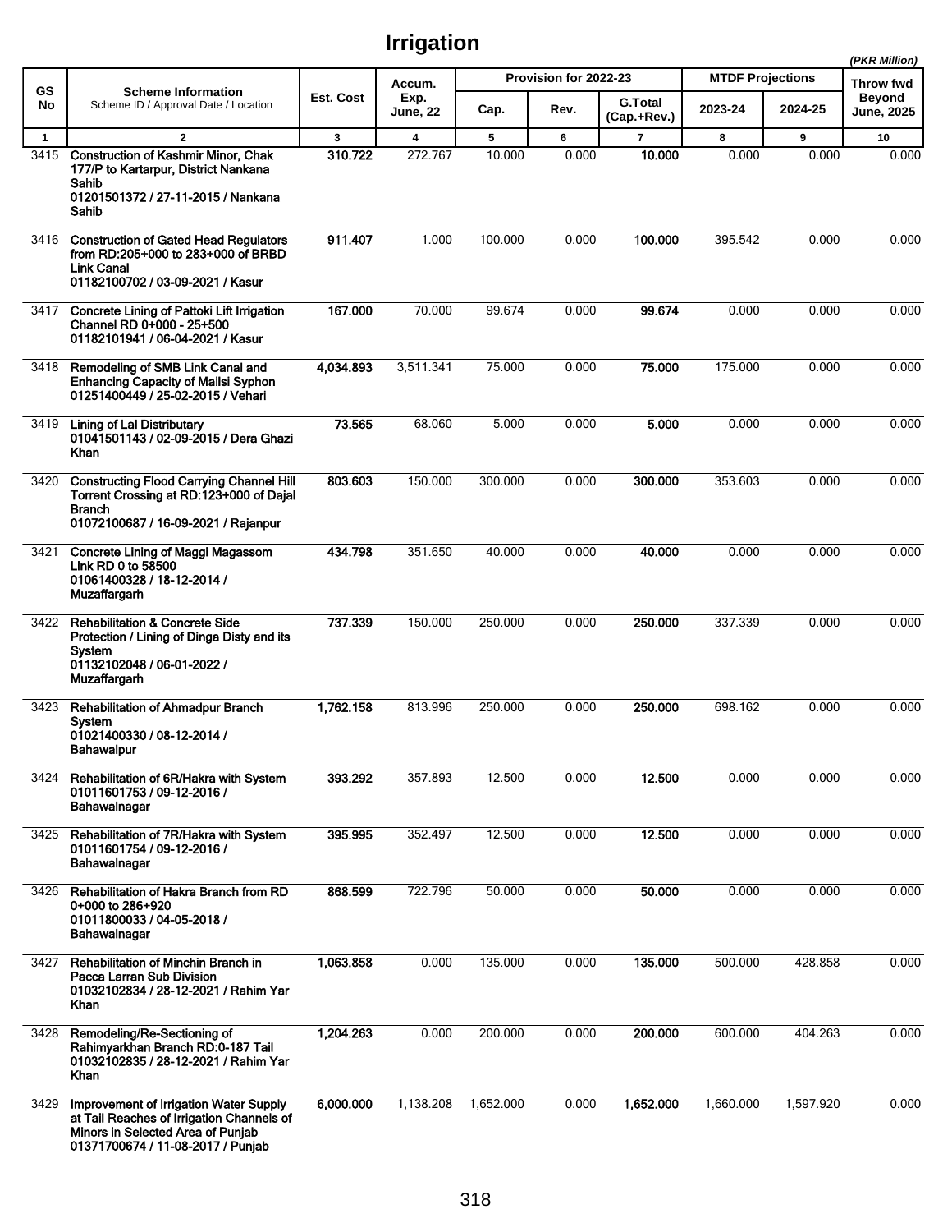# Irrigation

*(PKR Million)*

| GS No | Scheme Information<br>Scheme ID / Approval Date / Location | Est. Cost | Accum. Exp. June, 22 | Provision for 2022-23 | | | MTDF Projections | | Throw fwd Beyond June, 2025 |
|---|---|---|---|---|---|---|---|---|---|
| | | | | Cap. | Rev. | G.Total (Cap.+Rev.) | 2023-24 | 2024-25 | |
| 1 | 2 | 3 | 4 | 5 | 6 | 7 | 8 | 9 | 10 |
| 3415 | **Construction of Kashmir Minor, Chak 177/P to Kartarpur, District Nankana Sahib**<br>**01201501372 / 27-11-2015 / Nankana Sahib** | **310.722** | 272.767 | 10.000 | 0.000 | **10.000** | 0.000 | 0.000 | 0.000 |
| 3416 | **Construction of Gated Head Regulators from RD:205+000 to 283+000 of BRBD Link Canal**<br>**01182100702 / 03-09-2021 / Kasur** | **911.407** | 1.000 | 100.000 | 0.000 | **100.000** | 395.542 | 0.000 | 0.000 |
| 3417 | **Concrete Lining of Pattoki Lift Irrigation Channel RD 0+000 - 25+500**<br>**01182101941 / 06-04-2021 / Kasur** | **167.000** | 70.000 | 99.674 | 0.000 | **99.674** | 0.000 | 0.000 | 0.000 |
| 3418 | **Remodeling of SMB Link Canal and Enhancing Capacity of Mailsi Syphon**<br>**01251400449 / 25-02-2015 / Vehari** | **4,034.893** | 3,511.341 | 75.000 | 0.000 | **75.000** | 175.000 | 0.000 | 0.000 |
| 3419 | **Lining of Lal Distributary**<br>**01041501143 / 02-09-2015 / Dera Ghazi Khan** | **73.565** | 68.060 | 5.000 | 0.000 | **5.000** | 0.000 | 0.000 | 0.000 |
| 3420 | **Constructing Flood Carrying Channel Hill Torrent Crossing at RD:123+000 of Dajal Branch**<br>**01072100687 / 16-09-2021 / Rajanpur** | **803.603** | 150.000 | 300.000 | 0.000 | **300.000** | 353.603 | 0.000 | 0.000 |
| 3421 | **Concrete Lining of Maggi Magassom Link RD 0 to 58500**<br>**01061400328 / 18-12-2014 / Muzaffargarh** | **434.798** | 351.650 | 40.000 | 0.000 | **40.000** | 0.000 | 0.000 | 0.000 |
| 3422 | **Rehabilitation & Concrete Side Protection / Lining of Dinga Disty and its System**<br>**01132102048 / 06-01-2022 / Muzaffargarh** | **737.339** | 150.000 | 250.000 | 0.000 | **250.000** | 337.339 | 0.000 | 0.000 |
| 3423 | **Rehabilitation of Ahmadpur Branch System**<br>**01021400330 / 08-12-2014 / Bahawalpur** | **1,762.158** | 813.996 | 250.000 | 0.000 | **250.000** | 698.162 | 0.000 | 0.000 |
| 3424 | **Rehabilitation of 6R/Hakra with System**<br>**01011601753 / 09-12-2016 / Bahawalnagar** | **393.292** | 357.893 | 12.500 | 0.000 | **12.500** | 0.000 | 0.000 | 0.000 |
| 3425 | **Rehabilitation of 7R/Hakra with System**<br>**01011601754 / 09-12-2016 / Bahawalnagar** | **395.995** | 352.497 | 12.500 | 0.000 | **12.500** | 0.000 | 0.000 | 0.000 |
| 3426 | **Rehabilitation of Hakra Branch from RD 0+000 to 286+920**<br>**01011800033 / 04-05-2018 / Bahawalnagar** | **868.599** | 722.796 | 50.000 | 0.000 | **50.000** | 0.000 | 0.000 | 0.000 |
| 3427 | **Rehabilitation of Minchin Branch in Pacca Larran Sub Division**<br>**01032102834 / 28-12-2021 / Rahim Yar Khan** | **1,063.858** | 0.000 | 135.000 | 0.000 | **135.000** | 500.000 | 428.858 | 0.000 |
| 3428 | **Remodeling/Re-Sectioning of Rahimyarkhan Branch RD:0-187 Tail**<br>**01032102835 / 28-12-2021 / Rahim Yar Khan** | **1,204.263** | 0.000 | 200.000 | 0.000 | **200.000** | 600.000 | 404.263 | 0.000 |
| 3429 | **Improvement of Irrigation Water Supply at Tail Reaches of Irrigation Channels of Minors in Selected Area of Punjab**<br>**01371700674 / 11-08-2017 / Punjab** | **6,000.000** | 1,138.208 | 1,652.000 | 0.000 | **1,652.000** | 1,660.000 | 1,597.920 | 0.000 |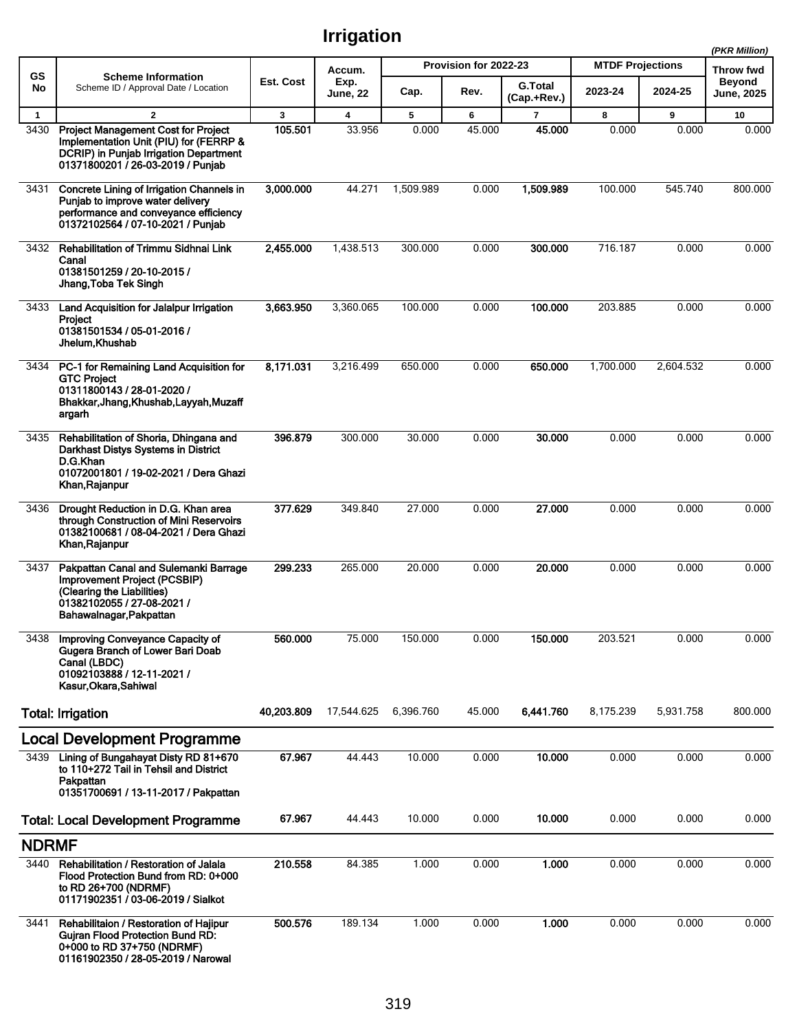# Irrigation

(PKR Million)

| GS No | Scheme Information<br>Scheme ID / Approval Date / Location | Est. Cost | Accum. Exp. June, 22 | Provision for 2022-23 | | | MTDF Projections | | Throw fwd Beyond June, 2025 |
|---|---|---|---|---|---|---|---|---|---|
| | | | | Cap. | Rev. | G.Total (Cap.+Rev.) | 2023-24 | 2024-25 | |
| 1 | 2 | 3 | 4 | 5 | 6 | 7 | 8 | 9 | 10 |
| 3430 | **Project Management Cost for Project Implementation Unit (PIU) for (FERRP & DCRIP) in Punjab Irrigation Department**<br>**01371800201 / 26-03-2019 / Punjab** | **105.501** | 33.956 | 0.000 | 45.000 | **45.000** | 0.000 | 0.000 | 0.000 |
| 3431 | **Concrete Lining of Irrigation Channels in Punjab to improve water delivery performance and conveyance efficiency**<br>**01372102564 / 07-10-2021 / Punjab** | **3,000.000** | 44.271 | 1,509.989 | 0.000 | **1,509.989** | 100.000 | 545.740 | 800.000 |
| 3432 | **Rehabilitation of Trimmu Sidhnai Link Canal**<br>**01381501259 / 20-10-2015 / Jhang,Toba Tek Singh** | **2,455.000** | 1,438.513 | 300.000 | 0.000 | **300.000** | 716.187 | 0.000 | 0.000 |
| 3433 | **Land Acquisition for Jalalpur Irrigation Project**<br>**01381501534 / 05-01-2016 / Jhelum,Khushab** | **3,663.950** | 3,360.065 | 100.000 | 0.000 | **100.000** | 203.885 | 0.000 | 0.000 |
| 3434 | **PC-1 for Remaining Land Acquisition for GTC Project**<br>**01311800143 / 28-01-2020 / Bhakkar,Jhang,Khushab,Layyah,Muzaffargarh** | **8,171.031** | 3,216.499 | 650.000 | 0.000 | **650.000** | 1,700.000 | 2,604.532 | 0.000 |
| 3435 | **Rehabilitation of Shoria, Dhingana and Darkhast Distys Systems in District D.G.Khan**<br>**01072001801 / 19-02-2021 / Dera Ghazi Khan,Rajanpur** | **396.879** | 300.000 | 30.000 | 0.000 | **30.000** | 0.000 | 0.000 | 0.000 |
| 3436 | **Drought Reduction in D.G. Khan area through Construction of Mini Reservoirs**<br>**01382100681 / 08-04-2021 / Dera Ghazi Khan,Rajanpur** | **377.629** | 349.840 | 27.000 | 0.000 | **27.000** | 0.000 | 0.000 | 0.000 |
| 3437 | **Pakpattan Canal and Sulemanki Barrage Improvement Project (PCSBIP) (Clearing the Liabilities)**<br>**01382102055 / 27-08-2021 / Bahawalnagar,Pakpattan** | **299.233** | 265.000 | 20.000 | 0.000 | **20.000** | 0.000 | 0.000 | 0.000 |
| 3438 | **Improving Conveyance Capacity of Gugera Branch of Lower Bari Doab Canal (LBDC)**<br>**01092103888 / 12-11-2021 / Kasur,Okara,Sahiwal** | **560.000** | 75.000 | 150.000 | 0.000 | **150.000** | 203.521 | 0.000 | 0.000 |
| | **Total: Irrigation** | **40,203.809** | 17,544.625 | 6,396.760 | 45.000 | **6,441.760** | 8,175.239 | 5,931.758 | 800.000 |

## Local Development Programme

| GS No | Scheme Information | Est. Cost | Accum. Exp. June, 22 | Cap. | Rev. | G.Total (Cap.+Rev.) | 2023-24 | 2024-25 | Throw fwd Beyond June, 2025 |
|---|---|---|---|---|---|---|---|---|---|
| 3439 | **Lining of Bungahayat Disty RD 81+670 to 110+272 Tail in Tehsil and District Pakpattan**<br>**01351700691 / 13-11-2017 / Pakpattan** | **67.967** | 44.443 | 10.000 | 0.000 | **10.000** | 0.000 | 0.000 | 0.000 |
| | **Total: Local Development Programme** | **67.967** | 44.443 | 10.000 | 0.000 | **10.000** | 0.000 | 0.000 | 0.000 |

## NDRMF

| GS No | Scheme Information | Est. Cost | Accum. Exp. June, 22 | Cap. | Rev. | G.Total (Cap.+Rev.) | 2023-24 | 2024-25 | Throw fwd Beyond June, 2025 |
|---|---|---|---|---|---|---|---|---|---|
| 3440 | **Rehabilitation / Restoration of Jalala Flood Protection Bund from RD: 0+000 to RD 26+700 (NDRMF)**<br>**01171902351 / 03-06-2019 / Sialkot** | **210.558** | 84.385 | 1.000 | 0.000 | **1.000** | 0.000 | 0.000 | 0.000 |
| 3441 | **Rehabilitaion / Restoration of Hajipur Gujran Flood Protection Bund RD: 0+000 to RD 37+750 (NDRMF)**<br>**01161902350 / 28-05-2019 / Narowal** | **500.576** | 189.134 | 1.000 | 0.000 | **1.000** | 0.000 | 0.000 | 0.000 |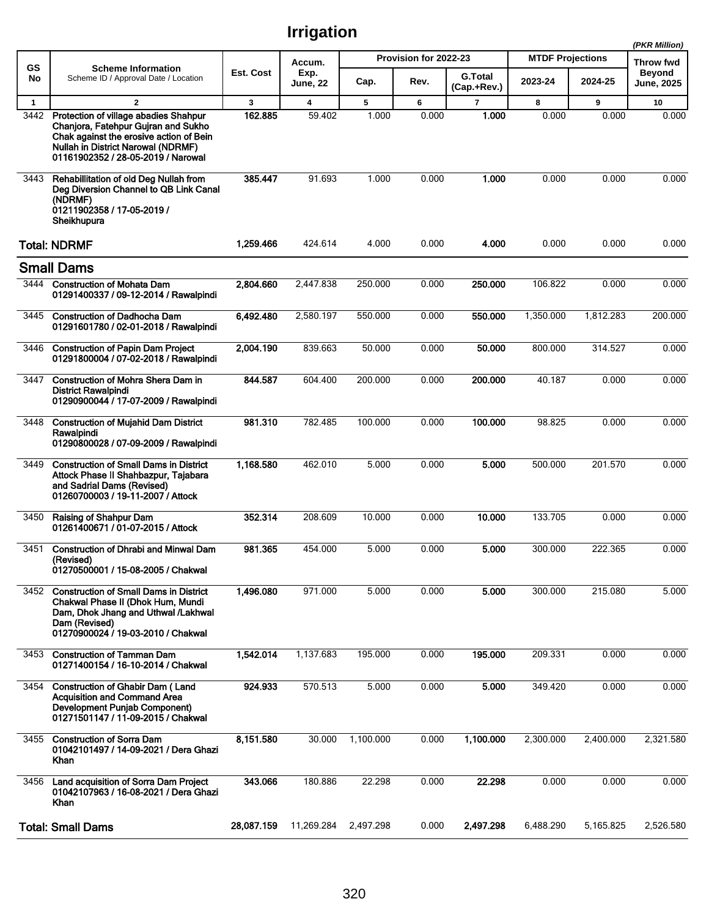# Irrigation

(PKR Million)

| GS No | Scheme Information<br>Scheme ID / Approval Date / Location | Est. Cost | Accum. Exp. June, 22 | Provision for 2022-23 | | | MTDF Projections | | Throw fwd Beyond June, 2025 |
|---|---|---|---|---|---|---|---|---|---|
| | | | | Cap. | Rev. | G.Total (Cap.+Rev.) | 2023-24 | 2024-25 | |
| 1 | 2 | 3 | 4 | 5 | 6 | 7 | 8 | 9 | 10 |
| 3442 | **Protection of village abadies Shahpur Chanjora, Fatehpur Gujran and Sukho Chak against the erosive action of Bein Nullah in District Narowal (NDRMF)**<br>**01161902352 / 28-05-2019 / Narowal** | **162.885** | 59.402 | 1.000 | 0.000 | **1.000** | 0.000 | 0.000 | 0.000 |
| 3443 | **Rehabillitation of old Deg Nullah from Deg Diversion Channel to QB Link Canal (NDRMF)**<br>**01211902358 / 17-05-2019 / Sheikhupura** | **385.447** | 91.693 | 1.000 | 0.000 | **1.000** | 0.000 | 0.000 | 0.000 |
| **Total: NDRMF** | | **1,259.466** | 424.614 | 4.000 | 0.000 | **4.000** | 0.000 | 0.000 | 0.000 |
| **Small Dams** | | | | | | | | | |
| 3444 | **Construction of Mohata Dam**<br>**01291400337 / 09-12-2014 / Rawalpindi** | **2,804.660** | 2,447.838 | 250.000 | 0.000 | **250.000** | 106.822 | 0.000 | 0.000 |
| 3445 | **Construction of Dadhocha Dam**<br>**01291601780 / 02-01-2018 / Rawalpindi** | **6,492.480** | 2,580.197 | 550.000 | 0.000 | **550.000** | 1,350.000 | 1,812.283 | 200.000 |
| 3446 | **Construction of Papin Dam Project**<br>**01291800004 / 07-02-2018 / Rawalpindi** | **2,004.190** | 839.663 | 50.000 | 0.000 | **50.000** | 800.000 | 314.527 | 0.000 |
| 3447 | **Construction of Mohra Shera Dam in District Rawalpindi**<br>**01290900044 / 17-07-2009 / Rawalpindi** | **844.587** | 604.400 | 200.000 | 0.000 | **200.000** | 40.187 | 0.000 | 0.000 |
| 3448 | **Construction of Mujahid Dam District Rawalpindi**<br>**01290800028 / 07-09-2009 / Rawalpindi** | **981.310** | 782.485 | 100.000 | 0.000 | **100.000** | 98.825 | 0.000 | 0.000 |
| 3449 | **Construction of Small Dams in District Attock Phase II Shahbazpur, Tajabara and Sadrial Dams (Revised)**<br>**01260700003 / 19-11-2007 / Attock** | **1,168.580** | 462.010 | 5.000 | 0.000 | **5.000** | 500.000 | 201.570 | 0.000 |
| 3450 | **Raising of Shahpur Dam**<br>**01261400671 / 01-07-2015 / Attock** | **352.314** | 208.609 | 10.000 | 0.000 | **10.000** | 133.705 | 0.000 | 0.000 |
| 3451 | **Construction of Dhrabi and Minwal Dam (Revised)**<br>**01270500001 / 15-08-2005 / Chakwal** | **981.365** | 454.000 | 5.000 | 0.000 | **5.000** | 300.000 | 222.365 | 0.000 |
| 3452 | **Construction of Small Dams in District Chakwal Phase II (Dhok Hum, Mundi Dam, Dhok Jhang and Uthwal /Lakhwal Dam (Revised)**<br>**01270900024 / 19-03-2010 / Chakwal** | **1,496.080** | 971.000 | 5.000 | 0.000 | **5.000** | 300.000 | 215.080 | 5.000 |
| 3453 | **Construction of Tamman Dam**<br>**01271400154 / 16-10-2014 / Chakwal** | **1,542.014** | 1,137.683 | 195.000 | 0.000 | **195.000** | 209.331 | 0.000 | 0.000 |
| 3454 | **Construction of Ghabir Dam ( Land Acquisition and Command Area Development Punjab Component)**<br>**01271501147 / 11-09-2015 / Chakwal** | **924.933** | 570.513 | 5.000 | 0.000 | **5.000** | 349.420 | 0.000 | 0.000 |
| 3455 | **Construction of Sorra Dam**<br>**01042101497 / 14-09-2021 / Dera Ghazi Khan** | **8,151.580** | 30.000 | 1,100.000 | 0.000 | **1,100.000** | 2,300.000 | 2,400.000 | 2,321.580 |
| 3456 | **Land acquisition of Sorra Dam Project**<br>**01042107963 / 16-08-2021 / Dera Ghazi Khan** | **343.066** | 180.886 | 22.298 | 0.000 | **22.298** | 0.000 | 0.000 | 0.000 |
| **Total: Small Dams** | | **28,087.159** | 11,269.284 | 2,497.298 | 0.000 | **2,497.298** | 6,488.290 | 5,165.825 | 2,526.580 |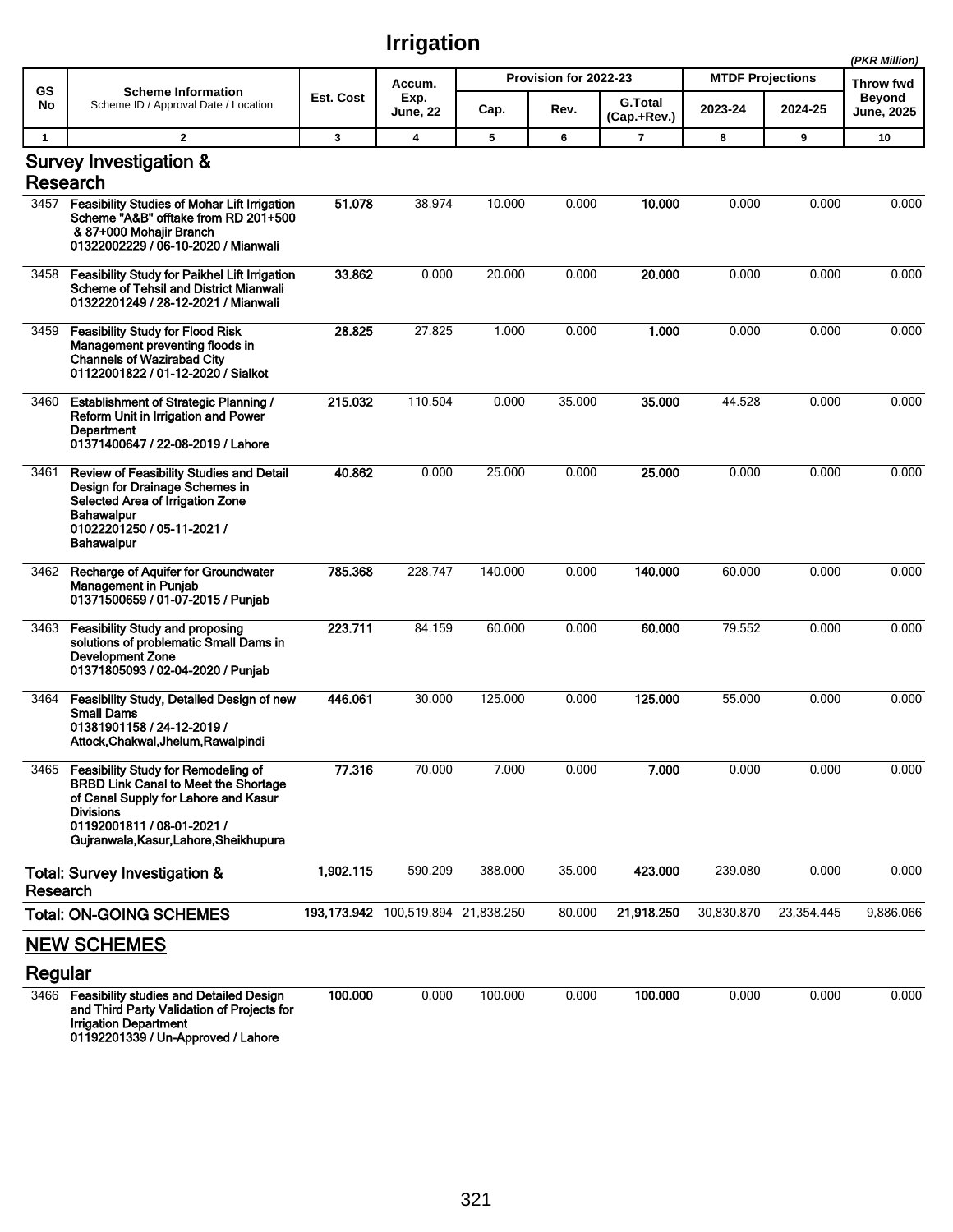# Irrigation

*(PKR Million)*

| GS No | Scheme Information<br>Scheme ID / Approval Date / Location | Est. Cost | Accum. Exp. June, 22 | Provision for 2022-23 | | | MTDF Projections | | Throw fwd Beyond June, 2025 |
|---|---|---|---|---|---|---|---|---|---|
| | | | | Cap. | Rev. | G.Total (Cap.+Rev.) | 2023-24 | 2024-25 | |
| 1 | 2 | 3 | 4 | 5 | 6 | 7 | 8 | 9 | 10 |
| | **Survey Investigation & Research** | | | | | | | | |
| 3457 | **Feasibility Studies of Mohar Lift Irrigation Scheme "A&B" offtake from RD 201+500 & 87+000 Mohajir Branch 01322002229 / 06-10-2020 / Mianwali** | **51.078** | 38.974 | 10.000 | 0.000 | **10.000** | 0.000 | 0.000 | 0.000 |
| 3458 | **Feasibility Study for Paikhel Lift Irrigation Scheme of Tehsil and District Mianwali 01322201249 / 28-12-2021 / Mianwali** | **33.862** | 0.000 | 20.000 | 0.000 | **20.000** | 0.000 | 0.000 | 0.000 |
| 3459 | **Feasibility Study for Flood Risk Management preventing floods in Channels of Wazirabad City 01122001822 / 01-12-2020 / Sialkot** | **28.825** | 27.825 | 1.000 | 0.000 | **1.000** | 0.000 | 0.000 | 0.000 |
| 3460 | **Establishment of Strategic Planning / Reform Unit in Irrigation and Power Department 01371400647 / 22-08-2019 / Lahore** | **215.032** | 110.504 | 0.000 | 35.000 | **35.000** | 44.528 | 0.000 | 0.000 |
| 3461 | **Review of Feasibility Studies and Detail Design for Drainage Schemes in Selected Area of Irrigation Zone Bahawalpur 01022201250 / 05-11-2021 / Bahawalpur** | **40.862** | 0.000 | 25.000 | 0.000 | **25.000** | 0.000 | 0.000 | 0.000 |
| 3462 | **Recharge of Aquifer for Groundwater Management in Punjab 01371500659 / 01-07-2015 / Punjab** | **785.368** | 228.747 | 140.000 | 0.000 | **140.000** | 60.000 | 0.000 | 0.000 |
| 3463 | **Feasibility Study and proposing solutions of problematic Small Dams in Development Zone 01371805093 / 02-04-2020 / Punjab** | **223.711** | 84.159 | 60.000 | 0.000 | **60.000** | 79.552 | 0.000 | 0.000 |
| 3464 | **Feasibility Study, Detailed Design of new Small Dams 01381901158 / 24-12-2019 / Attock,Chakwal,Jhelum,Rawalpindi** | **446.061** | 30.000 | 125.000 | 0.000 | **125.000** | 55.000 | 0.000 | 0.000 |
| 3465 | **Feasibility Study for Remodeling of BRBD Link Canal to Meet the Shortage of Canal Supply for Lahore and Kasur Divisions 01192001811 / 08-01-2021 / Gujranwala,Kasur,Lahore,Sheikhupura** | **77.316** | 70.000 | 7.000 | 0.000 | **7.000** | 0.000 | 0.000 | 0.000 |
| | **Total: Survey Investigation & Research** | **1,902.115** | 590.209 | 388.000 | 35.000 | **423.000** | 239.080 | 0.000 | 0.000 |
| | **Total: ON-GOING SCHEMES** | **193,173.942** | 100,519.894 | 21,838.250 | 80.000 | **21,918.250** | 30,830.870 | 23,354.445 | 9,886.066 |
| | **NEW SCHEMES** | | | | | | | | |
| | **Regular** | | | | | | | | |
| 3466 | **Feasibility studies and Detailed Design and Third Party Validation of Projects for Irrigation Department 01192201339 / Un-Approved / Lahore** | **100.000** | 0.000 | 100.000 | 0.000 | **100.000** | 0.000 | 0.000 | 0.000 |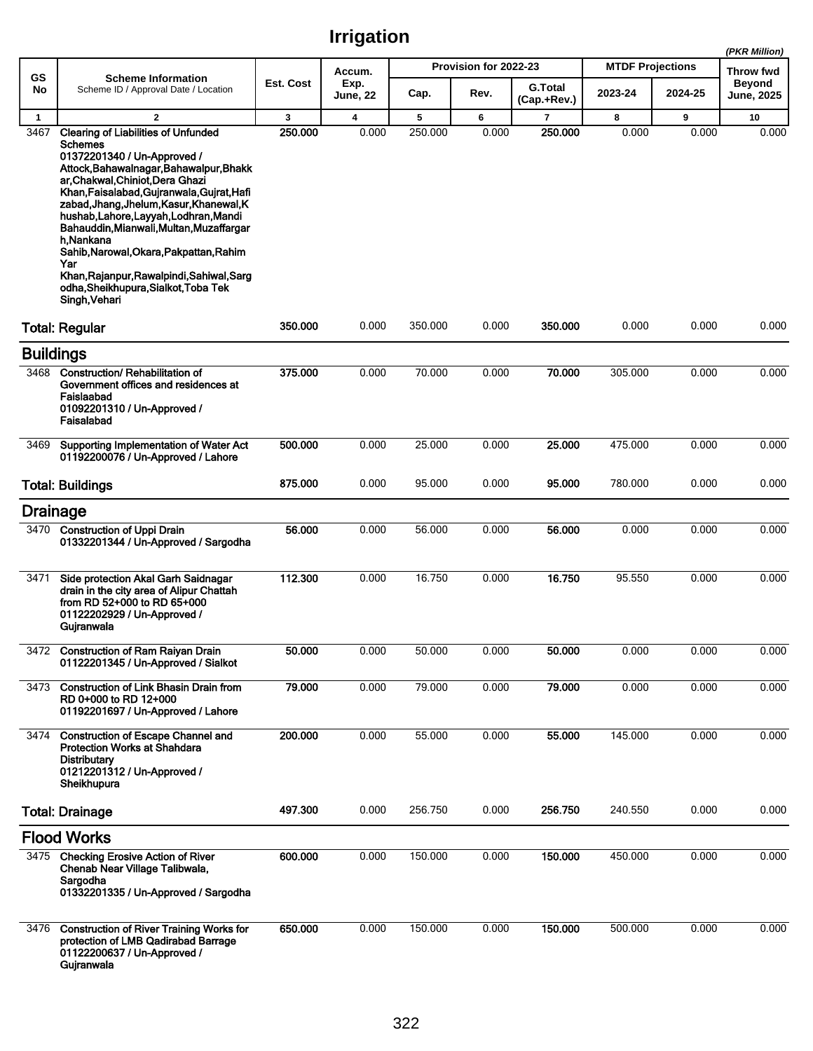# Irrigation

(PKR Million)

| GS No | Scheme Information<br>Scheme ID / Approval Date / Location | Est. Cost | Accum. Exp. June, 22 | Provision for 2022-23 | | | MTDF Projections | | Throw fwd Beyond June, 2025 |
|---|---|---|---|---|---|---|---|---|---|
| | | | | Cap. | Rev. | G.Total (Cap.+Rev.) | 2023-24 | 2024-25 | |
| 1 | 2 | 3 | 4 | 5 | 6 | 7 | 8 | 9 | 10 |
| 3467 | **Clearing of Liabilities of Unfunded Schemes**<br>**01372201340 / Un-Approved / Attock,Bahawalnagar,Bahawalpur,Bhakkar,Chakwal,Chiniot,Dera Ghazi Khan,Faisalabad,Gujranwala,Gujrat,Hafizabad,Jhang,Jhelum,Kasur,Khanewal,Khushab,Lahore,Layyah,Lodhran,Mandi Bahauddin,Mianwali,Multan,Muzaffargarh,Nankana Sahib,Narowal,Okara,Pakpattan,Rahim Yar Khan,Rajanpur,Rawalpindi,Sahiwal,Sargodha,Sheikhupura,Sialkot,Toba Tek Singh,Vehari** | **250.000** | 0.000 | 250.000 | 0.000 | **250.000** | 0.000 | 0.000 | 0.000 |
| | **Total: Regular** | **350.000** | 0.000 | 350.000 | 0.000 | **350.000** | 0.000 | 0.000 | 0.000 |
| | **Buildings** | | | | | | | | |
| 3468 | **Construction/ Rehabilitation of Government offices and residences at Faislaabad**<br>**01092201310 / Un-Approved / Faisalabad** | **375.000** | 0.000 | 70.000 | 0.000 | **70.000** | 305.000 | 0.000 | 0.000 |
| 3469 | **Supporting Implementation of Water Act**<br>**01192200076 / Un-Approved / Lahore** | **500.000** | 0.000 | 25.000 | 0.000 | **25.000** | 475.000 | 0.000 | 0.000 |
| | **Total: Buildings** | **875.000** | 0.000 | 95.000 | 0.000 | **95.000** | 780.000 | 0.000 | 0.000 |
| | **Drainage** | | | | | | | | |
| 3470 | **Construction of Uppi Drain**<br>**01332201344 / Un-Approved / Sargodha** | **56.000** | 0.000 | 56.000 | 0.000 | **56.000** | 0.000 | 0.000 | 0.000 |
| 3471 | **Side protection Akal Garh Saidnagar drain in the city area of Alipur Chattah from RD 52+000 to RD 65+000**<br>**01122202929 / Un-Approved / Gujranwala** | **112.300** | 0.000 | 16.750 | 0.000 | **16.750** | 95.550 | 0.000 | 0.000 |
| 3472 | **Construction of Ram Raiyan Drain**<br>**01122201345 / Un-Approved / Sialkot** | **50.000** | 0.000 | 50.000 | 0.000 | **50.000** | 0.000 | 0.000 | 0.000 |
| 3473 | **Construction of Link Bhasin Drain from RD 0+000 to RD 12+000**<br>**01192201697 / Un-Approved / Lahore** | **79.000** | 0.000 | 79.000 | 0.000 | **79.000** | 0.000 | 0.000 | 0.000 |
| 3474 | **Construction of Escape Channel and Protection Works at Shahdara Distributary**<br>**01212201312 / Un-Approved / Sheikhupura** | **200.000** | 0.000 | 55.000 | 0.000 | **55.000** | 145.000 | 0.000 | 0.000 |
| | **Total: Drainage** | **497.300** | 0.000 | 256.750 | 0.000 | **256.750** | 240.550 | 0.000 | 0.000 |
| | **Flood Works** | | | | | | | | |
| 3475 | **Checking Erosive Action of River Chenab Near Village Talibwala, Sargodha**<br>**01332201335 / Un-Approved / Sargodha** | **600.000** | 0.000 | 150.000 | 0.000 | **150.000** | 450.000 | 0.000 | 0.000 |
| 3476 | **Construction of River Training Works for protection of LMB Qadirabad Barrage**<br>**01122200637 / Un-Approved / Gujranwala** | **650.000** | 0.000 | 150.000 | 0.000 | **150.000** | 500.000 | 0.000 | 0.000 |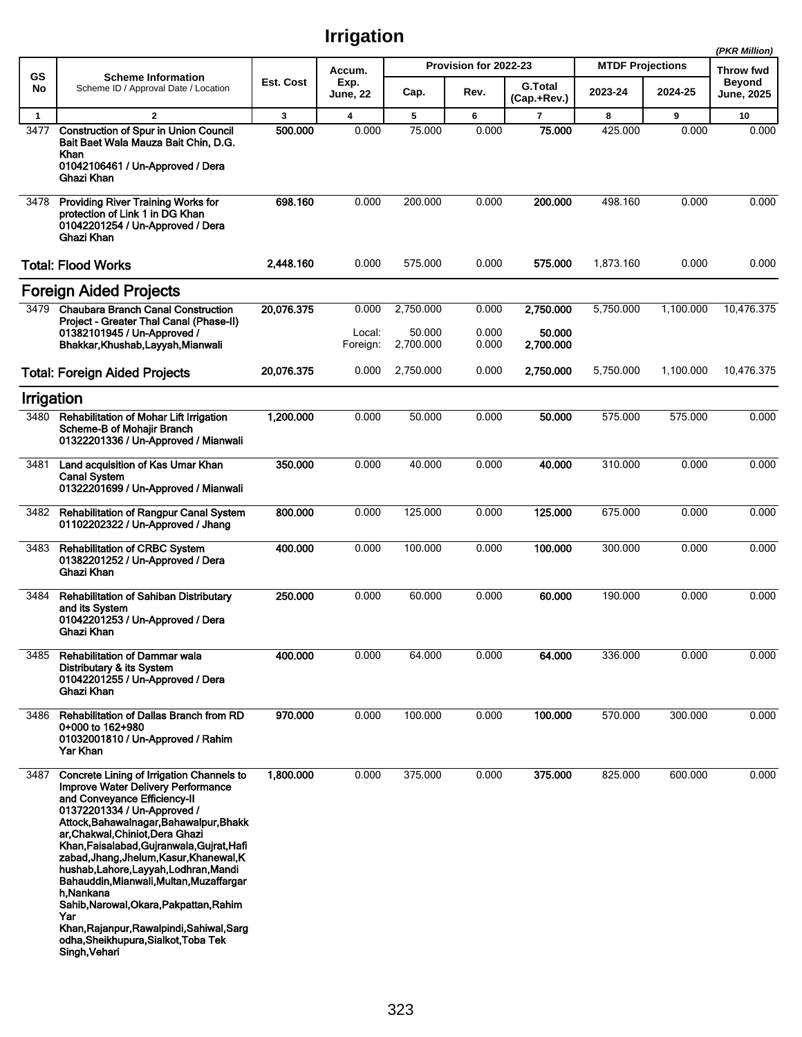# Irrigation

(PKR Million)

| GS No | Scheme Information<br>Scheme ID / Approval Date / Location | Est. Cost | Accum. Exp. June, 22 | Provision for 2022-23 | | | MTDF Projections | | Throw fwd Beyond June, 2025 |
|---|---|---|---|---|---|---|---|---|---|
| | | | | Cap. | Rev. | G.Total (Cap.+Rev.) | 2023-24 | 2024-25 | |
| 1 | 2 | 3 | 4 | 5 | 6 | 7 | 8 | 9 | 10 |
| 3477 | **Construction of Spur in Union Council Bait Baet Wala Mauza Bait Chin, D.G. Khan**<br>**01042106461 / Un-Approved / Dera Ghazi Khan** | **500.000** | 0.000 | 75.000 | 0.000 | **75.000** | 425.000 | 0.000 | 0.000 |
| 3478 | **Providing River Training Works for protection of Link 1 in DG Khan**<br>**01042201254 / Un-Approved / Dera Ghazi Khan** | **698.160** | 0.000 | 200.000 | 0.000 | **200.000** | 498.160 | 0.000 | 0.000 |
| | **Total: Flood Works** | **2,448.160** | 0.000 | 575.000 | 0.000 | **575.000** | 1,873.160 | 0.000 | 0.000 |
| | **Foreign Aided Projects** | | | | | | | | |
| 3479 | **Chaubara Branch Canal Construction Project - Greater Thal Canal (Phase-II)**<br>**01382101945 / Un-Approved / Bhakkar,Khushab,Layyah,Mianwali** | **20,076.375** | 0.000 | 2,750.000 | 0.000 | **2,750.000** | 5,750.000 | 1,100.000 | 10,476.375 |
| | | | Local: | 50.000 | 0.000 | **50.000** | | | |
| | | | Foreign: | 2,700.000 | 0.000 | **2,700.000** | | | |
| | **Total: Foreign Aided Projects** | **20,076.375** | 0.000 | 2,750.000 | 0.000 | **2,750.000** | 5,750.000 | 1,100.000 | 10,476.375 |
| | **Irrigation** | | | | | | | | |
| 3480 | **Rehabilitation of Mohar Lift Irrigation Scheme-B of Mohajir Branch**<br>**01322201336 / Un-Approved / Mianwali** | **1,200.000** | 0.000 | 50.000 | 0.000 | **50.000** | 575.000 | 575.000 | 0.000 |
| 3481 | **Land acquisition of Kas Umar Khan Canal System**<br>**01322201699 / Un-Approved / Mianwali** | **350.000** | 0.000 | 40.000 | 0.000 | **40.000** | 310.000 | 0.000 | 0.000 |
| 3482 | **Rehabilitation of Rangpur Canal System**<br>**01102202322 / Un-Approved / Jhang** | **800.000** | 0.000 | 125.000 | 0.000 | **125.000** | 675.000 | 0.000 | 0.000 |
| 3483 | **Rehabilitation of CRBC System**<br>**01382201252 / Un-Approved / Dera Ghazi Khan** | **400.000** | 0.000 | 100.000 | 0.000 | **100.000** | 300.000 | 0.000 | 0.000 |
| 3484 | **Rehabilitation of Sahiban Distributary and its System**<br>**01042201253 / Un-Approved / Dera Ghazi Khan** | **250.000** | 0.000 | 60.000 | 0.000 | **60.000** | 190.000 | 0.000 | 0.000 |
| 3485 | **Rehabilitation of Dammar wala Distributary & its System**<br>**01042201255 / Un-Approved / Dera Ghazi Khan** | **400.000** | 0.000 | 64.000 | 0.000 | **64.000** | 336.000 | 0.000 | 0.000 |
| 3486 | **Rehabilitation of Dallas Branch from RD 0+000 to 162+980**<br>**01032001810 / Un-Approved / Rahim Yar Khan** | **970.000** | 0.000 | 100.000 | 0.000 | **100.000** | 570.000 | 300.000 | 0.000 |
| 3487 | **Concrete Lining of Irrigation Channels to Improve Water Delivery Performance and Conveyance Efficiency-II**<br>**01372201334 / Un-Approved / Attock,Bahawalnagar,Bahawalpur,Bhakkar,Chakwal,Chiniot,Dera Ghazi Khan,Faisalabad,Gujranwala,Gujrat,Hafizabad,Jhang,Jhelum,Kasur,Khanewal,Khushab,Lahore,Layyah,Lodhran,Mandi Bahauddin,Mianwali,Multan,Muzaffargarh,Nankana Sahib,Narowal,Okara,Pakpattan,Rahim Yar Khan,Rajanpur,Rawalpindi,Sahiwal,Sargodha,Sheikhupura,Sialkot,Toba Tek Singh,Vehari** | **1,800.000** | 0.000 | 375.000 | 0.000 | **375.000** | 825.000 | 600.000 | 0.000 |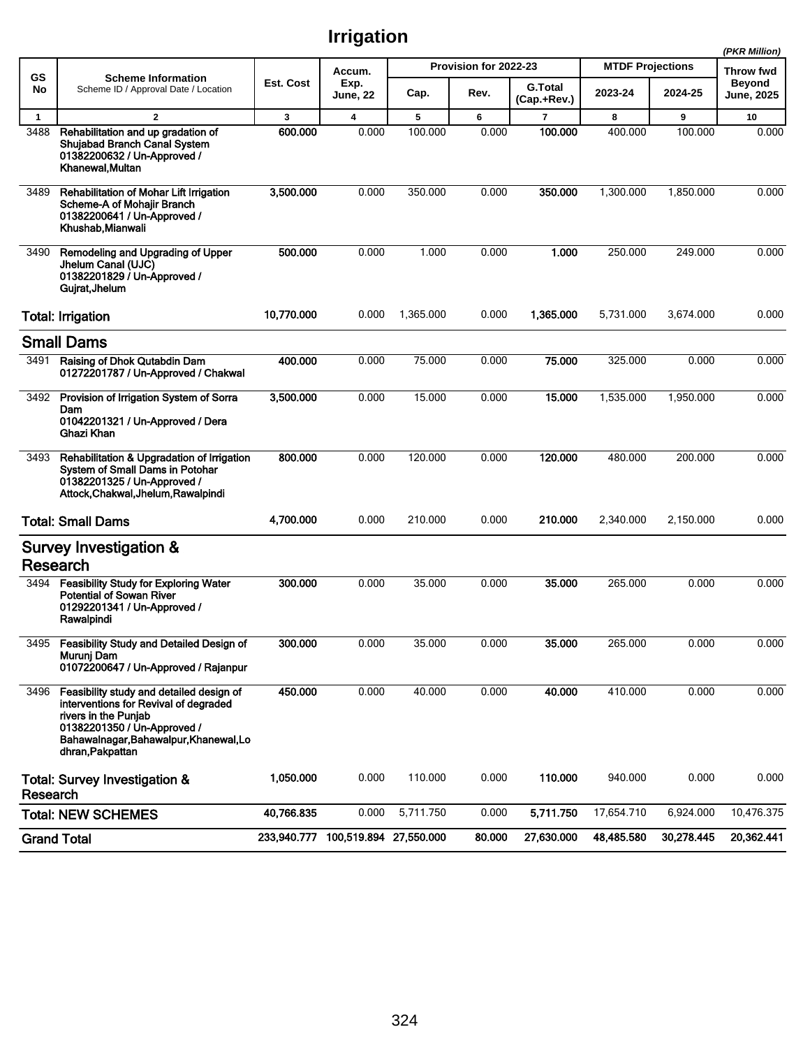# Irrigation

*(PKR Million)*

| GS No | Scheme Information<br>Scheme ID / Approval Date / Location | Est. Cost | Accum. Exp. June, 22 | Provision for 2022-23 | | | MTDF Projections | | Throw fwd Beyond June, 2025 |
|---|---|---|---|---|---|---|---|---|---|
| | | | | Cap. | Rev. | G.Total (Cap.+Rev.) | 2023-24 | 2024-25 | |
| 1 | 2 | 3 | 4 | 5 | 6 | 7 | 8 | 9 | 10 |
| 3488 | **Rehabilitation and up gradation of Shujabad Branch Canal System**<br>**01382200632 / Un-Approved / Khanewal,Multan** | **600.000** | 0.000 | 100.000 | 0.000 | **100.000** | 400.000 | 100.000 | 0.000 |
| 3489 | **Rehabilitation of Mohar Lift Irrigation Scheme-A of Mohajir Branch**<br>**01382200641 / Un-Approved / Khushab,Mianwali** | **3,500.000** | 0.000 | 350.000 | 0.000 | **350.000** | 1,300.000 | 1,850.000 | 0.000 |
| 3490 | **Remodeling and Upgrading of Upper Jhelum Canal (UJC)**<br>**01382201829 / Un-Approved / Gujrat,Jhelum** | **500.000** | 0.000 | 1.000 | 0.000 | **1.000** | 250.000 | 249.000 | 0.000 |
| | **Total: Irrigation** | **10,770.000** | 0.000 | 1,365.000 | 0.000 | **1,365.000** | 5,731.000 | 3,674.000 | 0.000 |
| | **Small Dams** | | | | | | | | |
| 3491 | **Raising of Dhok Qutabdin Dam**<br>**01272201787 / Un-Approved / Chakwal** | **400.000** | 0.000 | 75.000 | 0.000 | **75.000** | 325.000 | 0.000 | 0.000 |
| 3492 | **Provision of Irrigation System of Sorra Dam**<br>**01042201321 / Un-Approved / Dera Ghazi Khan** | **3,500.000** | 0.000 | 15.000 | 0.000 | **15.000** | 1,535.000 | 1,950.000 | 0.000 |
| 3493 | **Rehabilitation & Upgradation of Irrigation System of Small Dams in Potohar**<br>**01382201325 / Un-Approved / Attock,Chakwal,Jhelum,Rawalpindi** | **800.000** | 0.000 | 120.000 | 0.000 | **120.000** | 480.000 | 200.000 | 0.000 |
| | **Total: Small Dams** | **4,700.000** | 0.000 | 210.000 | 0.000 | **210.000** | 2,340.000 | 2,150.000 | 0.000 |
| | **Survey Investigation & Research** | | | | | | | | |
| 3494 | **Feasibility Study for Exploring Water Potential of Sowan River**<br>**01292201341 / Un-Approved / Rawalpindi** | **300.000** | 0.000 | 35.000 | 0.000 | **35.000** | 265.000 | 0.000 | 0.000 |
| 3495 | **Feasibility Study and Detailed Design of Murunj Dam**<br>**01072200647 / Un-Approved / Rajanpur** | **300.000** | 0.000 | 35.000 | 0.000 | **35.000** | 265.000 | 0.000 | 0.000 |
| 3496 | **Feasibility study and detailed design of interventions for Revival of degraded rivers in the Punjab**<br>**01382201350 / Un-Approved / Bahawalnagar,Bahawalpur,Khanewal,Lodhran,Pakpattan** | **450.000** | 0.000 | 40.000 | 0.000 | **40.000** | 410.000 | 0.000 | 0.000 |
| | **Total: Survey Investigation & Research** | **1,050.000** | 0.000 | 110.000 | 0.000 | **110.000** | 940.000 | 0.000 | 0.000 |
| | **Total: NEW SCHEMES** | **40,766.835** | 0.000 | 5,711.750 | 0.000 | **5,711.750** | 17,654.710 | 6,924.000 | 10,476.375 |
| | **Grand Total** | **233,940.777** | **100,519.894** | **27,550.000** | **80.000** | **27,630.000** | **48,485.580** | **30,278.445** | **20,362.441** |